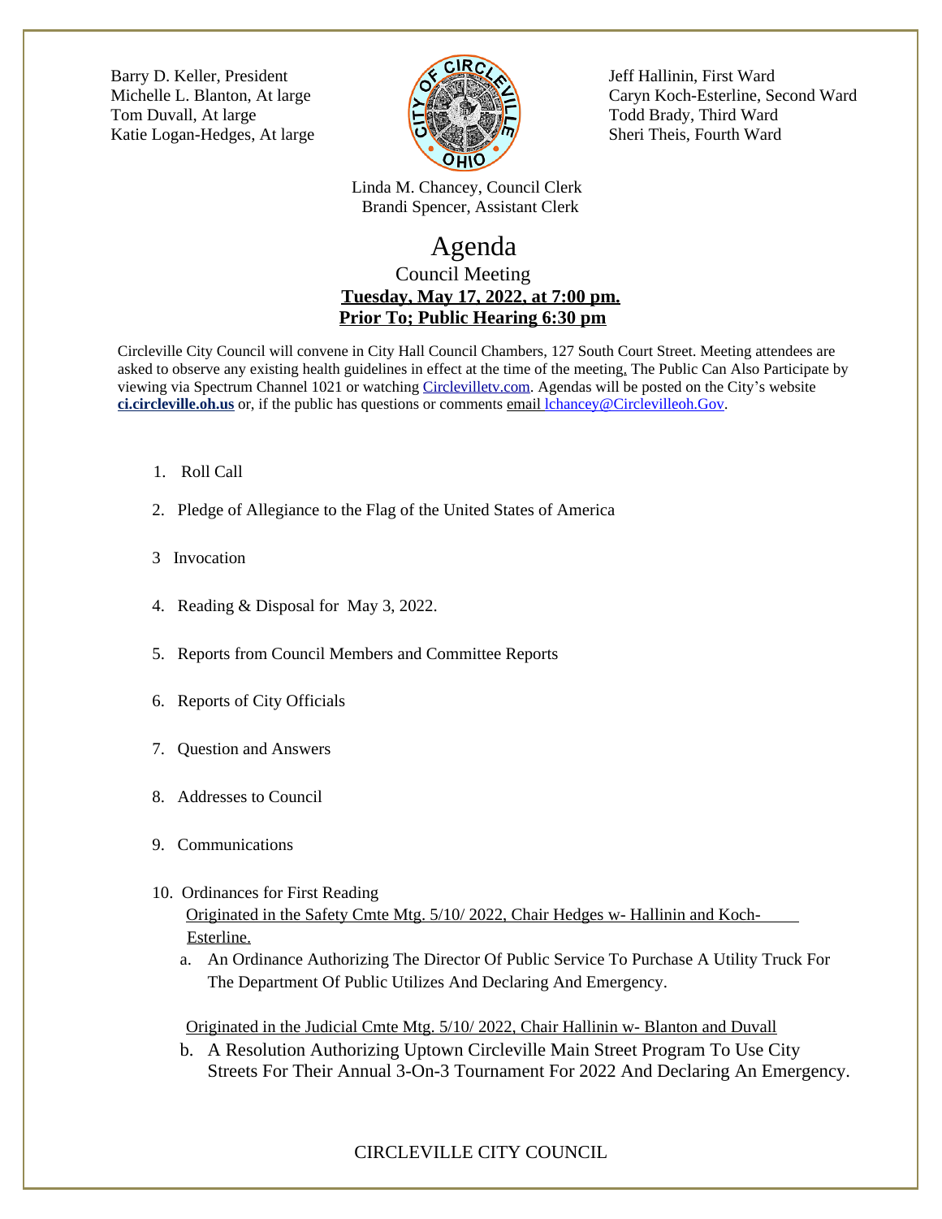Barry D. Keller, President
Michelle L. Blanton, At large
Tom Duvall, At large
Katie Logan-Hedges, At large

Jeff Hallinin, First Ward
Caryn Koch-Esterline, Second Ward
Todd Brady, Third Ward
Sheri Theis, Fourth Ward

Linda M. Chancey, Council Clerk
Brandi Spencer, Assistant Clerk

# Agenda

## Council Meeting

**Tuesday, May 17, 2022, at 7:00 pm.**
**Prior To; Public Hearing 6:30 pm**

Circleville City Council will convene in City Hall Council Chambers, 127 South Court Street. Meeting attendees are asked to observe any existing health guidelines in effect at the time of the meeting. The Public Can Also Participate by viewing via Spectrum Channel 1021 or watching Circlevilletv.com. Agendas will be posted on the City's website **ci.circleville.oh.us** or, if the public has questions or comments email lchancey@Circlevilleoh.Gov.

1. Roll Call
2. Pledge of Allegiance to the Flag of the United States of America
3. Invocation
4. Reading & Disposal for May 3, 2022.
5. Reports from Council Members and Committee Reports
6. Reports of City Officials
7. Question and Answers
8. Addresses to Council
9. Communications
10. Ordinances for First Reading

    Originated in the Safety Cmte Mtg. 5/10/ 2022, Chair Hedges w- Hallinin and Koch-Esterline.

    a. An Ordinance Authorizing The Director Of Public Service To Purchase A Utility Truck For The Department Of Public Utilizes And Declaring And Emergency.

    Originated in the Judicial Cmte Mtg. 5/10/ 2022, Chair Hallinin w- Blanton and Duvall

    b. A Resolution Authorizing Uptown Circleville Main Street Program To Use City Streets For Their Annual 3-On-3 Tournament For 2022 And Declaring An Emergency.

CIRCLEVILLE CITY COUNCIL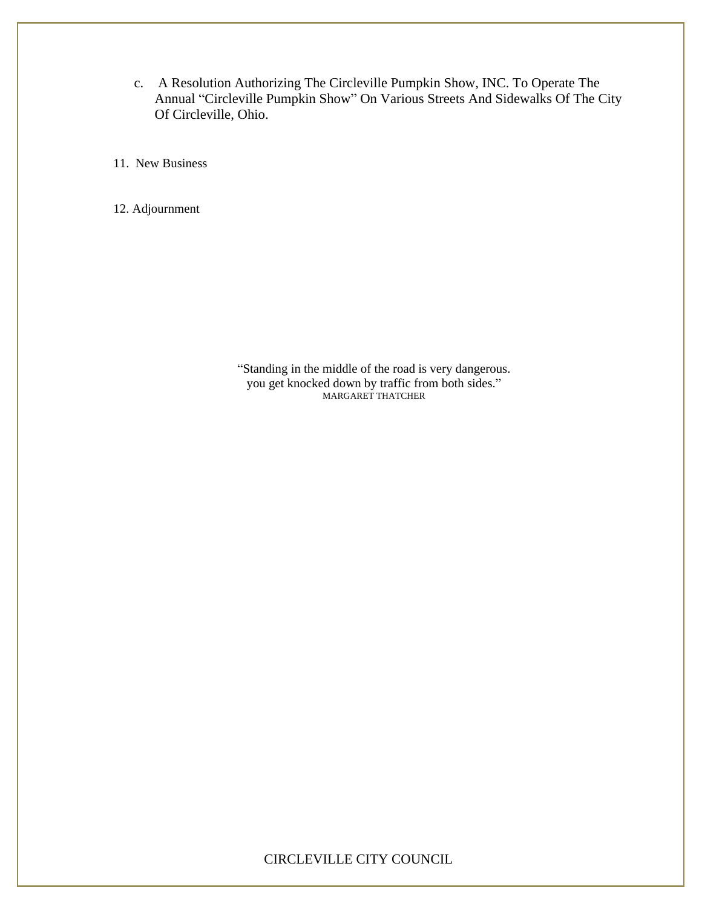c. A Resolution Authorizing The Circleville Pumpkin Show, INC. To Operate The Annual "Circleville Pumpkin Show" On Various Streets And Sidewalks Of The City Of Circleville, Ohio.

11. New Business

12. Adjournment

"Standing in the middle of the road is very dangerous.
you get knocked down by traffic from both sides."
MARGARET THATCHER

CIRCLEVILLE CITY COUNCIL